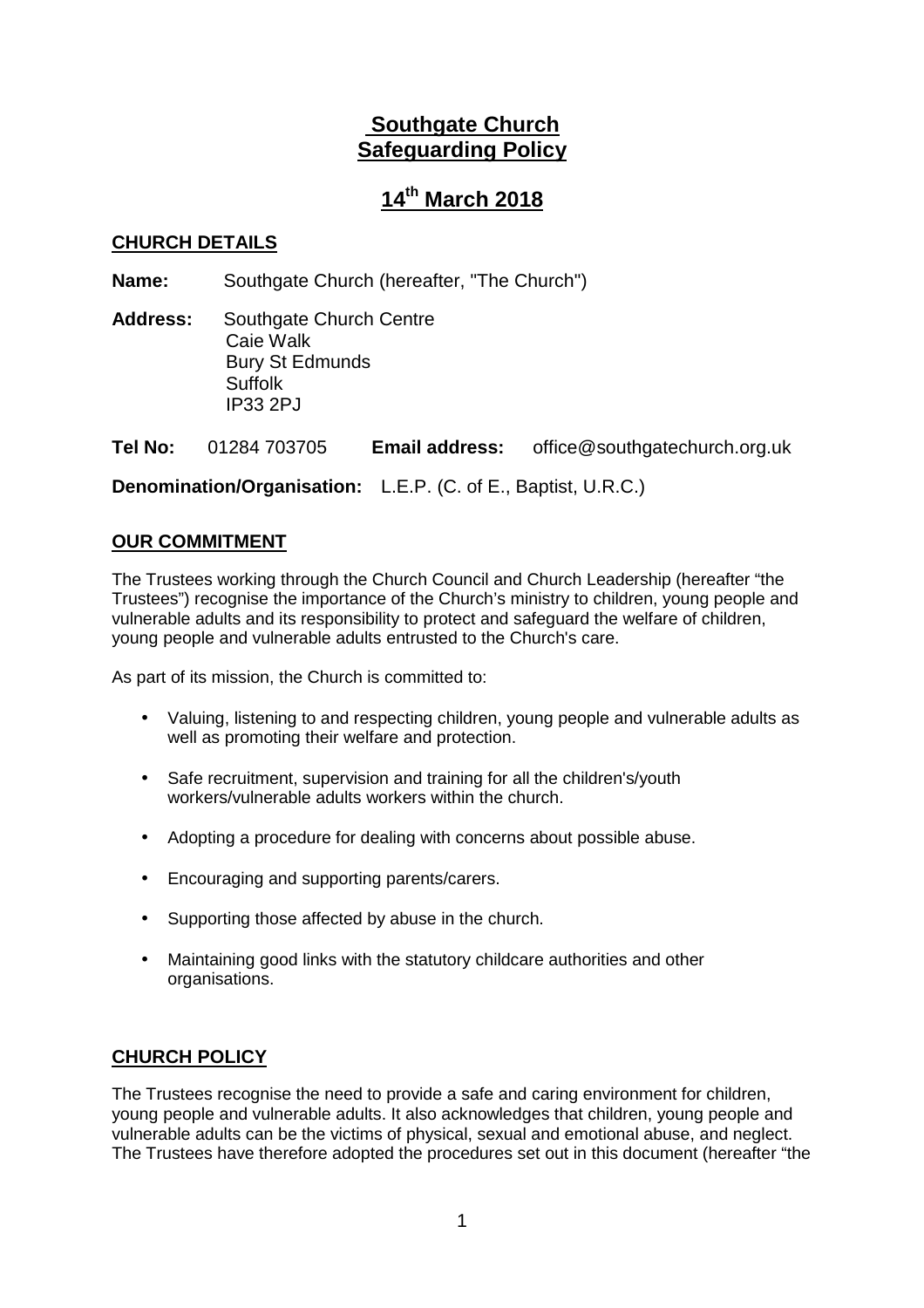# Southgate Church Safeguarding Policy

## 14th March 2018

### CHURCH DETAILS

**Name:** Southgate Church (hereafter, "The Church")

**Address:** Southgate Church Centre
Caie Walk
Bury St Edmunds
Suffolk
IP33 2PJ

**Tel No:** 01284 703705 **Email address:** office@southgatechurch.org.uk

**Denomination/Organisation:** L.E.P. (C. of E., Baptist, U.R.C.)

### OUR COMMITMENT

The Trustees working through the Church Council and Church Leadership (hereafter "the Trustees") recognise the importance of the Church's ministry to children, young people and vulnerable adults and its responsibility to protect and safeguard the welfare of children, young people and vulnerable adults entrusted to the Church's care.

As part of its mission, the Church is committed to:

- Valuing, listening to and respecting children, young people and vulnerable adults as well as promoting their welfare and protection.
- Safe recruitment, supervision and training for all the children's/youth workers/vulnerable adults workers within the church.
- Adopting a procedure for dealing with concerns about possible abuse.
- Encouraging and supporting parents/carers.
- Supporting those affected by abuse in the church.
- Maintaining good links with the statutory childcare authorities and other organisations.

### CHURCH POLICY

The Trustees recognise the need to provide a safe and caring environment for children, young people and vulnerable adults. It also acknowledges that children, young people and vulnerable adults can be the victims of physical, sexual and emotional abuse, and neglect. The Trustees have therefore adopted the procedures set out in this document (hereafter "the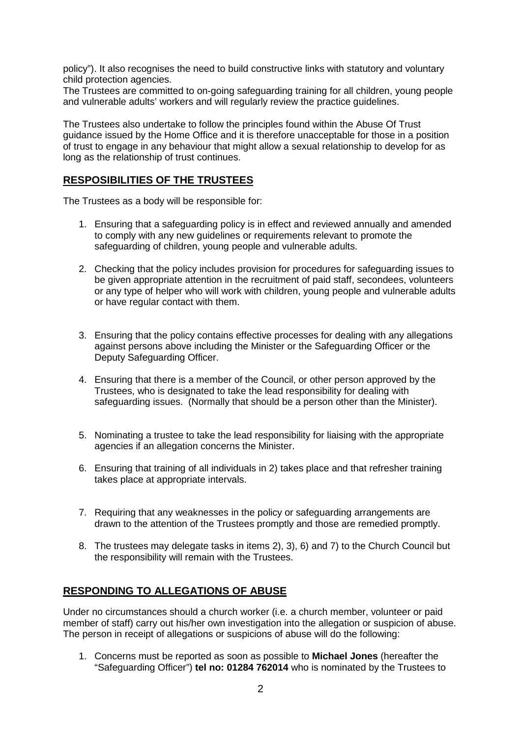policy"). It also recognises the need to build constructive links with statutory and voluntary child protection agencies.
The Trustees are committed to on-going safeguarding training for all children, young people and vulnerable adults' workers and will regularly review the practice guidelines.

The Trustees also undertake to follow the principles found within the Abuse Of Trust guidance issued by the Home Office and it is therefore unacceptable for those in a position of trust to engage in any behaviour that might allow a sexual relationship to develop for as long as the relationship of trust continues.

## RESPOSIBILITIES OF THE TRUSTEES

The Trustees as a body will be responsible for:

1. Ensuring that a safeguarding policy is in effect and reviewed annually and amended to comply with any new guidelines or requirements relevant to promote the safeguarding of children, young people and vulnerable adults.

2. Checking that the policy includes provision for procedures for safeguarding issues to be given appropriate attention in the recruitment of paid staff, secondees, volunteers or any type of helper who will work with children, young people and vulnerable adults or have regular contact with them.

3. Ensuring that the policy contains effective processes for dealing with any allegations against persons above including the Minister or the Safeguarding Officer or the Deputy Safeguarding Officer.

4. Ensuring that there is a member of the Council, or other person approved by the Trustees, who is designated to take the lead responsibility for dealing with safeguarding issues. (Normally that should be a person other than the Minister).

5. Nominating a trustee to take the lead responsibility for liaising with the appropriate agencies if an allegation concerns the Minister.

6. Ensuring that training of all individuals in 2) takes place and that refresher training takes place at appropriate intervals.

7. Requiring that any weaknesses in the policy or safeguarding arrangements are drawn to the attention of the Trustees promptly and those are remedied promptly.

8. The trustees may delegate tasks in items 2), 3), 6) and 7) to the Church Council but the responsibility will remain with the Trustees.

## RESPONDING TO ALLEGATIONS OF ABUSE

Under no circumstances should a church worker (i.e. a church member, volunteer or paid member of staff) carry out his/her own investigation into the allegation or suspicion of abuse. The person in receipt of allegations or suspicions of abuse will do the following:

1. Concerns must be reported as soon as possible to **Michael Jones** (hereafter the "Safeguarding Officer") **tel no: 01284 762014** who is nominated by the Trustees to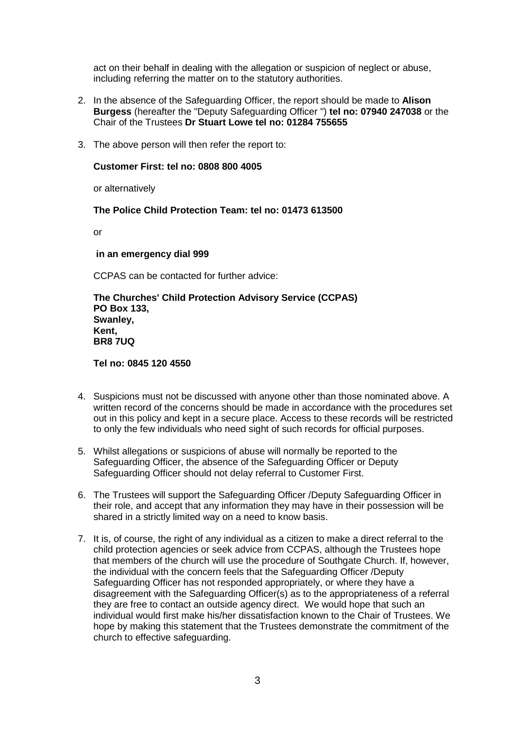act on their behalf in dealing with the allegation or suspicion of neglect or abuse, including referring the matter on to the statutory authorities.

2. In the absence of the Safeguarding Officer, the report should be made to **Alison Burgess** (hereafter the "Deputy Safeguarding Officer ") **tel no: 07940 247038** or the Chair of the Trustees **Dr Stuart Lowe tel no: 01284 755655**

3. The above person will then refer the report to:

   **Customer First: tel no: 0808 800 4005**

   or alternatively

   **The Police Child Protection Team: tel no: 01473 613500**

   or

   **in an emergency dial 999**

   CCPAS can be contacted for further advice:

   **The Churches' Child Protection Advisory Service (CCPAS)**
   **PO Box 133,**
   **Swanley,**
   **Kent,**
   **BR8 7UQ**

   **Tel no: 0845 120 4550**

4. Suspicions must not be discussed with anyone other than those nominated above. A written record of the concerns should be made in accordance with the procedures set out in this policy and kept in a secure place. Access to these records will be restricted to only the few individuals who need sight of such records for official purposes.

5. Whilst allegations or suspicions of abuse will normally be reported to the Safeguarding Officer, the absence of the Safeguarding Officer or Deputy Safeguarding Officer should not delay referral to Customer First.

6. The Trustees will support the Safeguarding Officer /Deputy Safeguarding Officer in their role, and accept that any information they may have in their possession will be shared in a strictly limited way on a need to know basis.

7. It is, of course, the right of any individual as a citizen to make a direct referral to the child protection agencies or seek advice from CCPAS, although the Trustees hope that members of the church will use the procedure of Southgate Church. If, however, the individual with the concern feels that the Safeguarding Officer /Deputy Safeguarding Officer has not responded appropriately, or where they have a disagreement with the Safeguarding Officer(s) as to the appropriateness of a referral they are free to contact an outside agency direct. We would hope that such an individual would first make his/her dissatisfaction known to the Chair of Trustees. We hope by making this statement that the Trustees demonstrate the commitment of the church to effective safeguarding.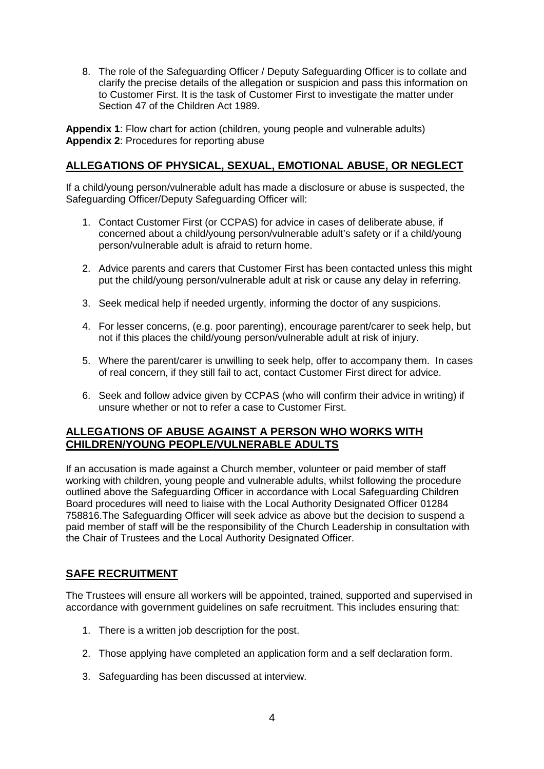8. The role of the Safeguarding Officer / Deputy Safeguarding Officer is to collate and clarify the precise details of the allegation or suspicion and pass this information on to Customer First. It is the task of Customer First to investigate the matter under Section 47 of the Children Act 1989.

**Appendix 1**: Flow chart for action (children, young people and vulnerable adults)
**Appendix 2**: Procedures for reporting abuse

## ALLEGATIONS OF PHYSICAL, SEXUAL, EMOTIONAL ABUSE, OR NEGLECT

If a child/young person/vulnerable adult has made a disclosure or abuse is suspected, the Safeguarding Officer/Deputy Safeguarding Officer will:

1. Contact Customer First (or CCPAS) for advice in cases of deliberate abuse, if concerned about a child/young person/vulnerable adult's safety or if a child/young person/vulnerable adult is afraid to return home.

2. Advice parents and carers that Customer First has been contacted unless this might put the child/young person/vulnerable adult at risk or cause any delay in referring.

3. Seek medical help if needed urgently, informing the doctor of any suspicions.

4. For lesser concerns, (e.g. poor parenting), encourage parent/carer to seek help, but not if this places the child/young person/vulnerable adult at risk of injury.

5. Where the parent/carer is unwilling to seek help, offer to accompany them. In cases of real concern, if they still fail to act, contact Customer First direct for advice.

6. Seek and follow advice given by CCPAS (who will confirm their advice in writing) if unsure whether or not to refer a case to Customer First.

## ALLEGATIONS OF ABUSE AGAINST A PERSON WHO WORKS WITH CHILDREN/YOUNG PEOPLE/VULNERABLE ADULTS

If an accusation is made against a Church member, volunteer or paid member of staff working with children, young people and vulnerable adults, whilst following the procedure outlined above the Safeguarding Officer in accordance with Local Safeguarding Children Board procedures will need to liaise with the Local Authority Designated Officer 01284 758816.The Safeguarding Officer will seek advice as above but the decision to suspend a paid member of staff will be the responsibility of the Church Leadership in consultation with the Chair of Trustees and the Local Authority Designated Officer.

## SAFE RECRUITMENT

The Trustees will ensure all workers will be appointed, trained, supported and supervised in accordance with government guidelines on safe recruitment. This includes ensuring that:

1. There is a written job description for the post.

2. Those applying have completed an application form and a self declaration form.

3. Safeguarding has been discussed at interview.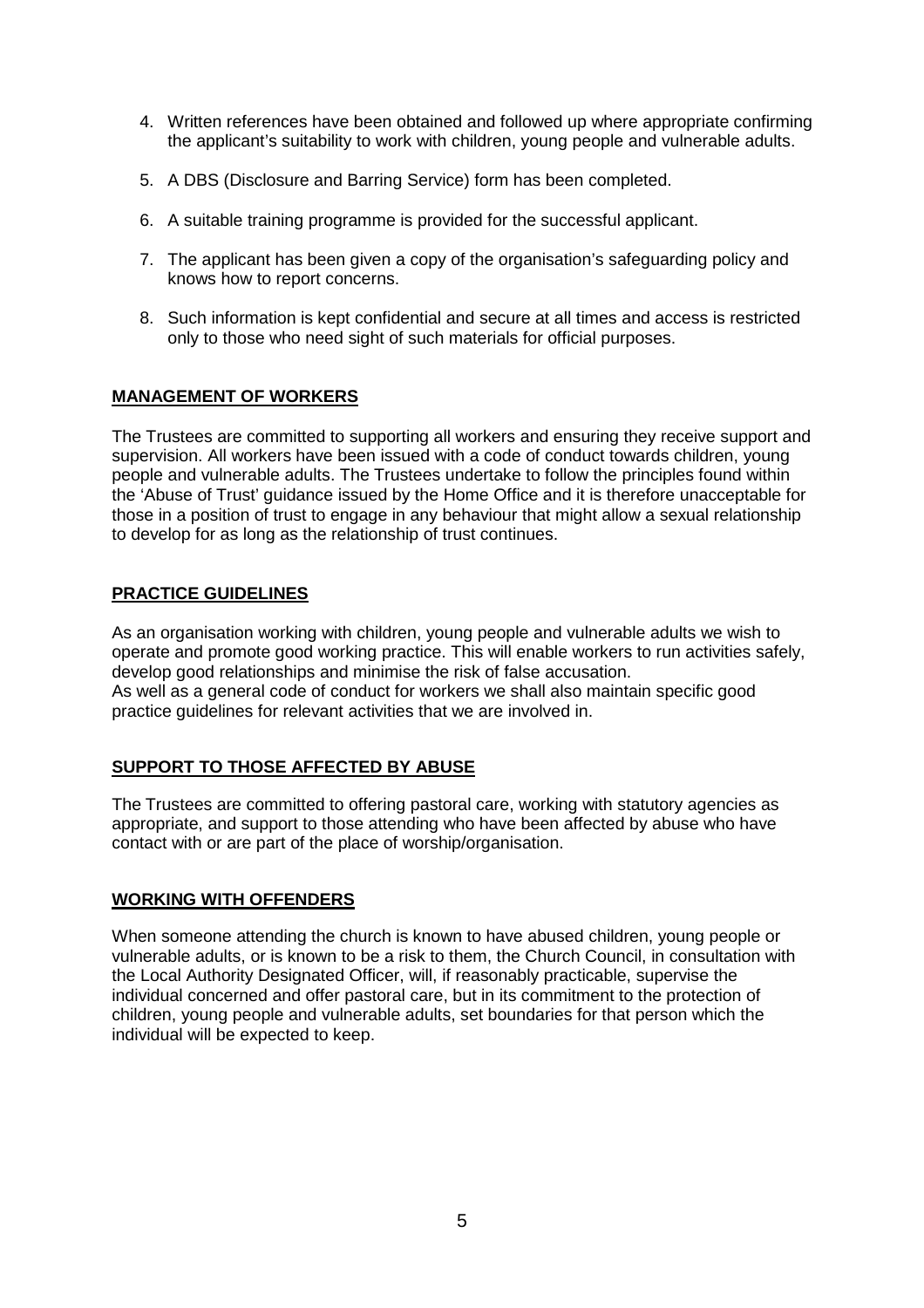4. Written references have been obtained and followed up where appropriate confirming the applicant's suitability to work with children, young people and vulnerable adults.
5. A DBS (Disclosure and Barring Service) form has been completed.
6. A suitable training programme is provided for the successful applicant.
7. The applicant has been given a copy of the organisation's safeguarding policy and knows how to report concerns.
8. Such information is kept confidential and secure at all times and access is restricted only to those who need sight of such materials for official purposes.

## **MANAGEMENT OF WORKERS**

The Trustees are committed to supporting all workers and ensuring they receive support and supervision. All workers have been issued with a code of conduct towards children, young people and vulnerable adults. The Trustees undertake to follow the principles found within the 'Abuse of Trust' guidance issued by the Home Office and it is therefore unacceptable for those in a position of trust to engage in any behaviour that might allow a sexual relationship to develop for as long as the relationship of trust continues.

## **PRACTICE GUIDELINES**

As an organisation working with children, young people and vulnerable adults we wish to operate and promote good working practice. This will enable workers to run activities safely, develop good relationships and minimise the risk of false accusation.
As well as a general code of conduct for workers we shall also maintain specific good practice guidelines for relevant activities that we are involved in.

## **SUPPORT TO THOSE AFFECTED BY ABUSE**

The Trustees are committed to offering pastoral care, working with statutory agencies as appropriate, and support to those attending who have been affected by abuse who have contact with or are part of the place of worship/organisation.

## **WORKING WITH OFFENDERS**

When someone attending the church is known to have abused children, young people or vulnerable adults, or is known to be a risk to them, the Church Council, in consultation with the Local Authority Designated Officer, will, if reasonably practicable, supervise the individual concerned and offer pastoral care, but in its commitment to the protection of children, young people and vulnerable adults, set boundaries for that person which the individual will be expected to keep.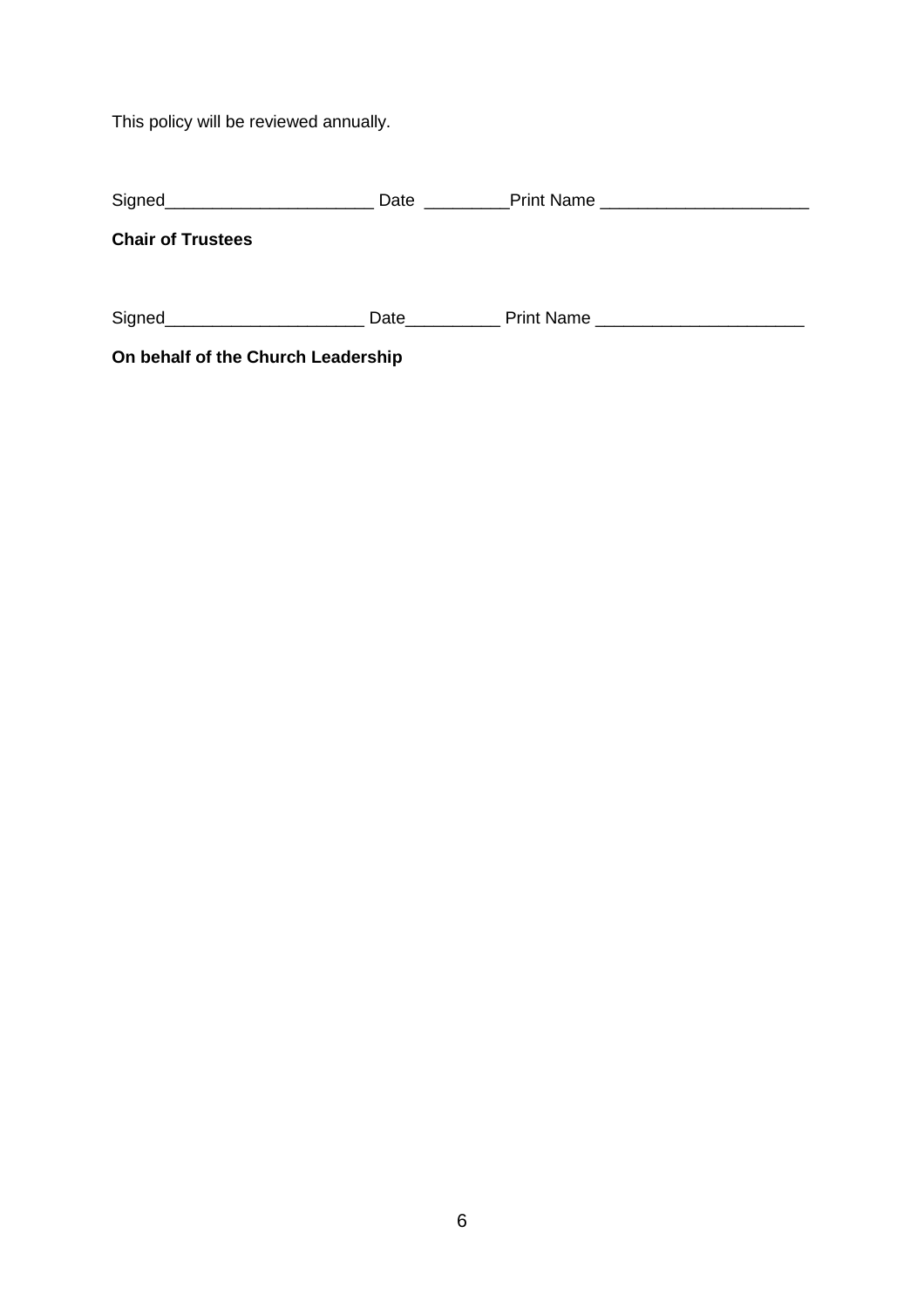This policy will be reviewed annually.

Signed______________________ Date _________Print Name ______________________

**Chair of Trustees**

Signed_____________________ Date__________ Print Name ______________________

**On behalf of the Church Leadership**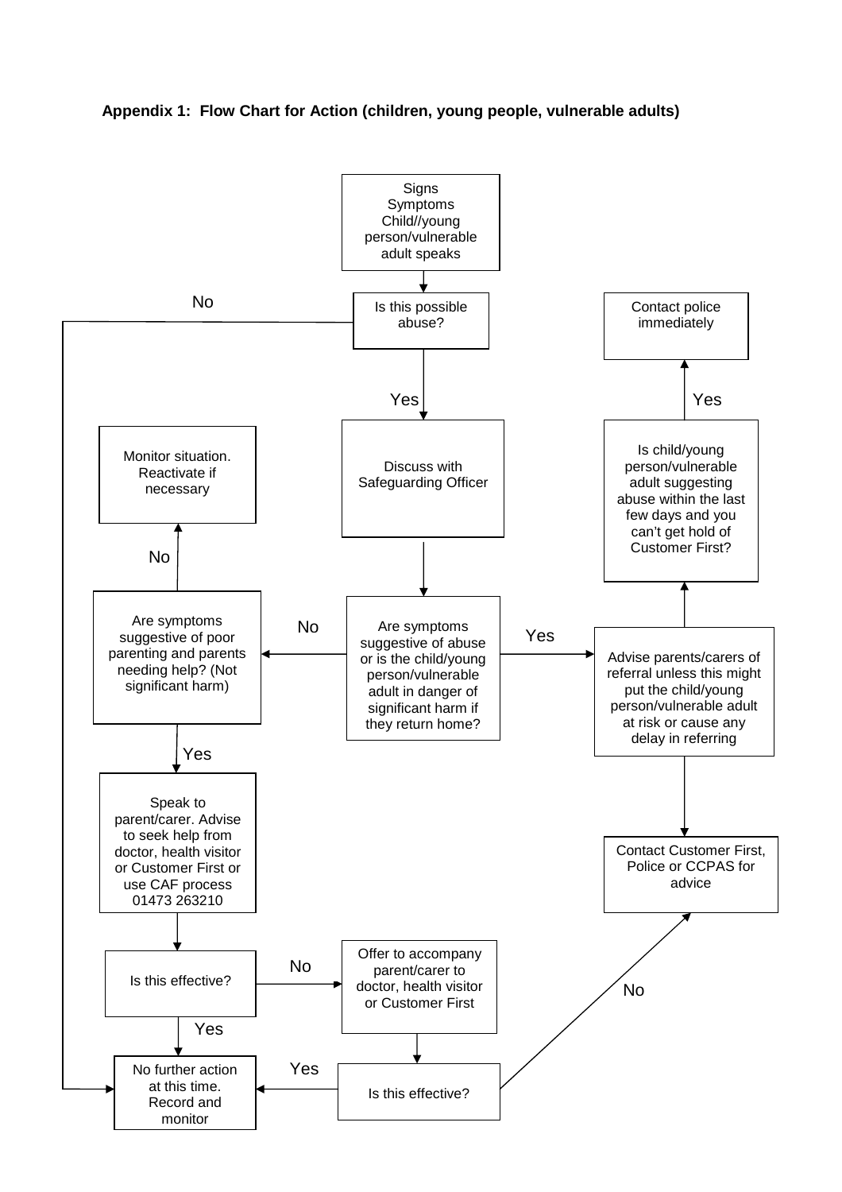**Appendix 1: Flow Chart for Action (children, young people, vulnerable adults)**

Signs
Symptoms
Child//young person/vulnerable adult speaks

↓

Is this possible abuse?

- No → No further action at this time. Record and monitor
- Yes → Discuss with Safeguarding Officer

↓

Are symptoms suggestive of abuse or is the child/young person/vulnerable adult in danger of significant harm if they return home?

- No → Are symptoms suggestive of poor parenting and parents needing help? (Not significant harm)
  - No → Monitor situation. Reactivate if necessary
  - Yes → Speak to parent/carer. Advise to seek help from doctor, health visitor or Customer First or use CAF process 01473 263210
    - Is this effective?
      - Yes → No further action at this time. Record and monitor
      - No → Offer to accompany parent/carer to doctor, health visitor or Customer First
        - Is this effective?
          - Yes → No further action at this time. Record and monitor
          - No → Contact Customer First, Police or CCPAS for advice
- Yes → Advise parents/carers of referral unless this might put the child/young person/vulnerable adult at risk or cause any delay in referring
  - → Contact Customer First, Police or CCPAS for advice
  - → Is child/young person/vulnerable adult suggesting abuse within the last few days and you can't get hold of Customer First?
    - Yes → Contact police immediately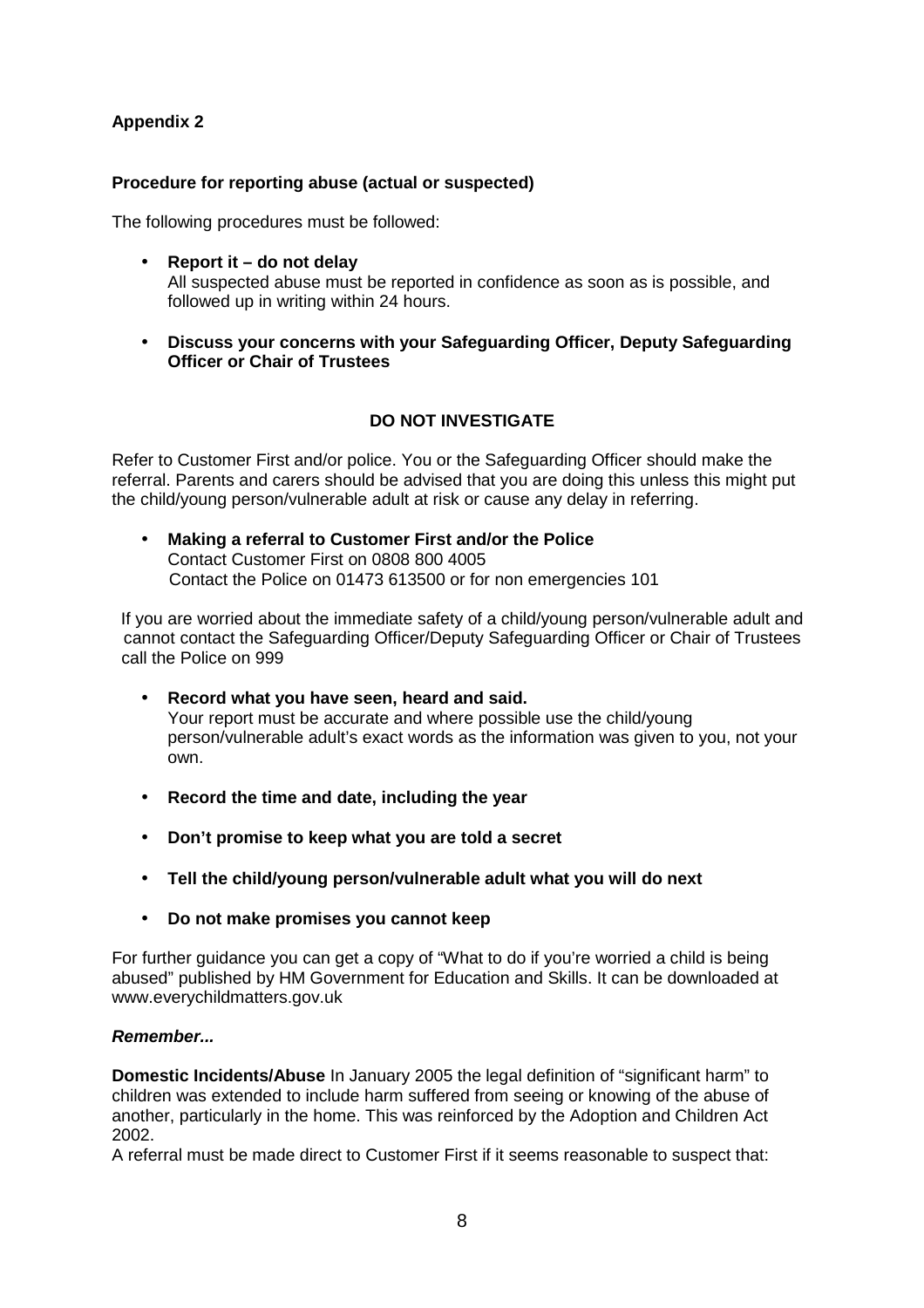**Appendix 2**

**Procedure for reporting abuse (actual or suspected)**

The following procedures must be followed:

- **Report it – do not delay**
  All suspected abuse must be reported in confidence as soon as is possible, and followed up in writing within 24 hours.

- **Discuss your concerns with your Safeguarding Officer, Deputy Safeguarding Officer or Chair of Trustees**

**DO NOT INVESTIGATE**

Refer to Customer First and/or police. You or the Safeguarding Officer should make the referral. Parents and carers should be advised that you are doing this unless this might put the child/young person/vulnerable adult at risk or cause any delay in referring.

- **Making a referral to Customer First and/or the Police**
  Contact Customer First on 0808 800 4005
  Contact the Police on 01473 613500 or for non emergencies 101

If you are worried about the immediate safety of a child/young person/vulnerable adult and cannot contact the Safeguarding Officer/Deputy Safeguarding Officer or Chair of Trustees call the Police on 999

- **Record what you have seen, heard and said.**
  Your report must be accurate and where possible use the child/young person/vulnerable adult's exact words as the information was given to you, not your own.

- **Record the time and date, including the year**

- **Don't promise to keep what you are told a secret**

- **Tell the child/young person/vulnerable adult what you will do next**

- **Do not make promises you cannot keep**

For further guidance you can get a copy of "What to do if you're worried a child is being abused" published by HM Government for Education and Skills. It can be downloaded at www.everychildmatters.gov.uk

***Remember...***

**Domestic Incidents/Abuse** In January 2005 the legal definition of "significant harm" to children was extended to include harm suffered from seeing or knowing of the abuse of another, particularly in the home. This was reinforced by the Adoption and Children Act 2002.
A referral must be made direct to Customer First if it seems reasonable to suspect that: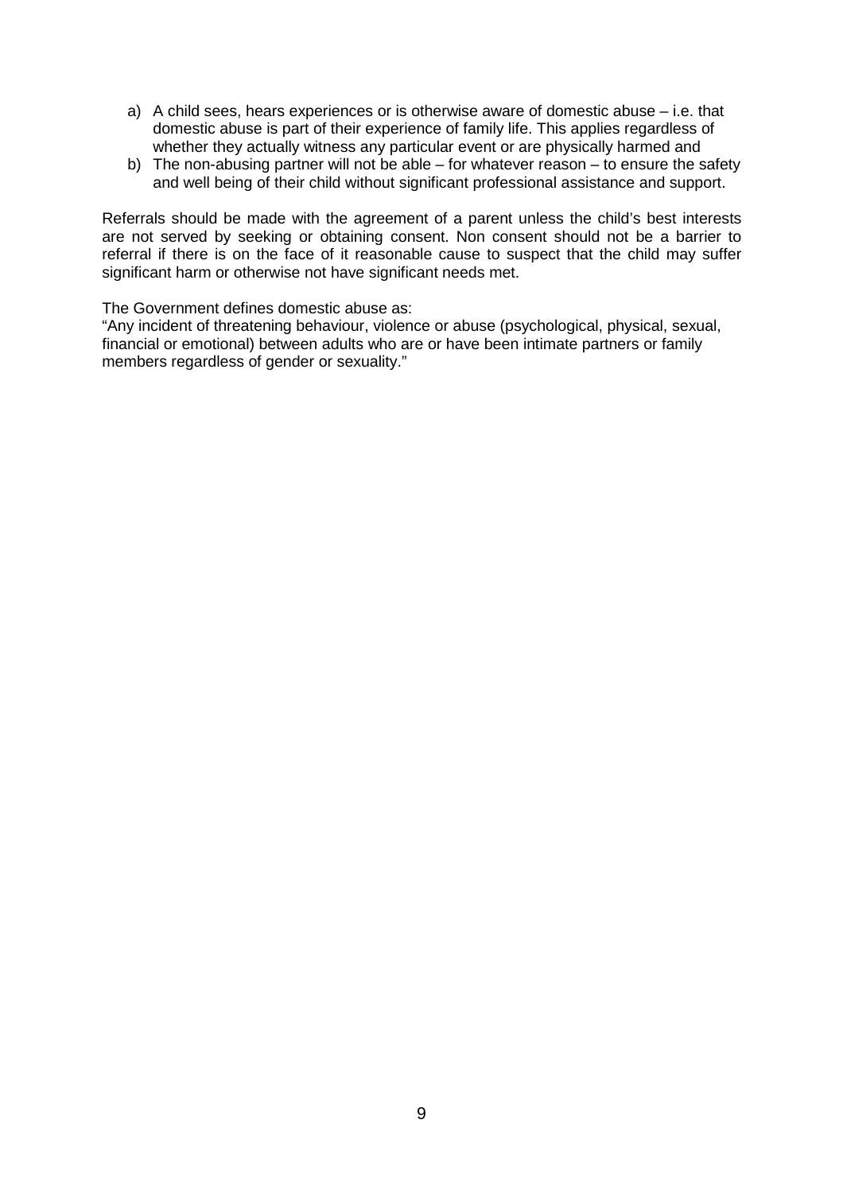a) A child sees, hears experiences or is otherwise aware of domestic abuse – i.e. that domestic abuse is part of their experience of family life. This applies regardless of whether they actually witness any particular event or are physically harmed and
b) The non-abusing partner will not be able – for whatever reason – to ensure the safety and well being of their child without significant professional assistance and support.

Referrals should be made with the agreement of a parent unless the child's best interests are not served by seeking or obtaining consent. Non consent should not be a barrier to referral if there is on the face of it reasonable cause to suspect that the child may suffer significant harm or otherwise not have significant needs met.

The Government defines domestic abuse as:
"Any incident of threatening behaviour, violence or abuse (psychological, physical, sexual, financial or emotional) between adults who are or have been intimate partners or family members regardless of gender or sexuality."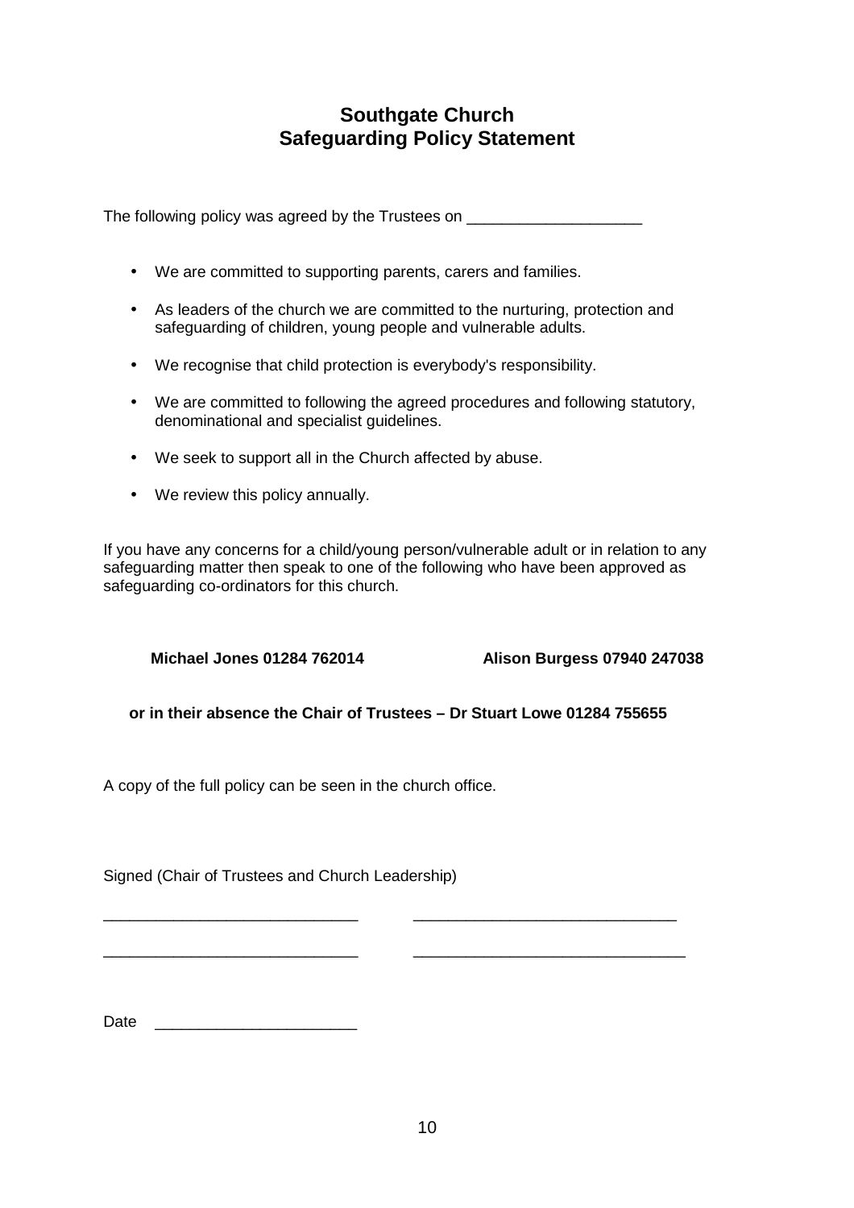# Southgate Church
# Safeguarding Policy Statement

The following policy was agreed by the Trustees on ____________________

- We are committed to supporting parents, carers and families.
- As leaders of the church we are committed to the nurturing, protection and safeguarding of children, young people and vulnerable adults.
- We recognise that child protection is everybody's responsibility.
- We are committed to following the agreed procedures and following statutory, denominational and specialist guidelines.
- We seek to support all in the Church affected by abuse.
- We review this policy annually.

If you have any concerns for a child/young person/vulnerable adult or in relation to any safeguarding matter then speak to one of the following who have been approved as safeguarding co-ordinators for this church.

**Michael Jones 01284 762014** **Alison Burgess 07940 247038**

**or in their absence the Chair of Trustees – Dr Stuart Lowe 01284 755655**

A copy of the full policy can be seen in the church office.

Signed (Chair of Trustees and Church Leadership)

_____________________________ _____________________________

_____________________________ _____________________________

Date _______________________